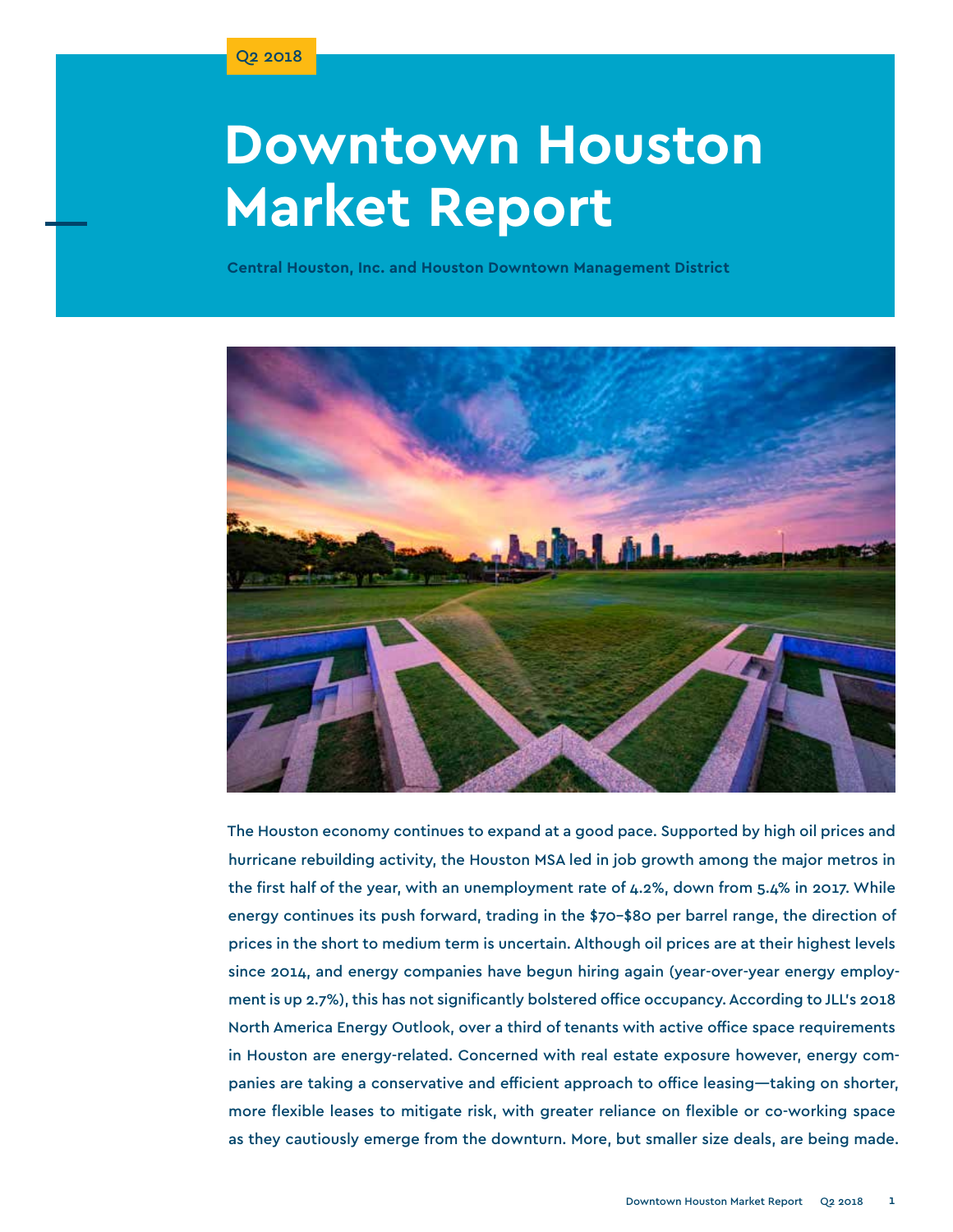Q2 2018

# Downtown Houston Market Report

**Central Houston, Inc. and Houston Downtown Management District**

The Houston economy continues to expand at a good pace. Supported by high oil prices and hurricane rebuilding activity, the Houston MSA led in job growth among the major metros in the first half of the year, with an unemployment rate of 4.2%, down from 5.4% in 2017. While energy continues its push forward, trading in the $70–$80 per barrel range, the direction of prices in the short to medium term is uncertain. Although oil prices are at their highest levels since 2014, and energy companies have begun hiring again (year-over-year energy employment is up 2.7%), this has not significantly bolstered office occupancy. According to JLL's 2018 North America Energy Outlook, over a third of tenants with active office space requirements in Houston are energy-related. Concerned with real estate exposure however, energy companies are taking a conservative and efficient approach to office leasing—taking on shorter, more flexible leases to mitigate risk, with greater reliance on flexible or co-working space as they cautiously emerge from the downturn. More, but smaller size deals, are being made.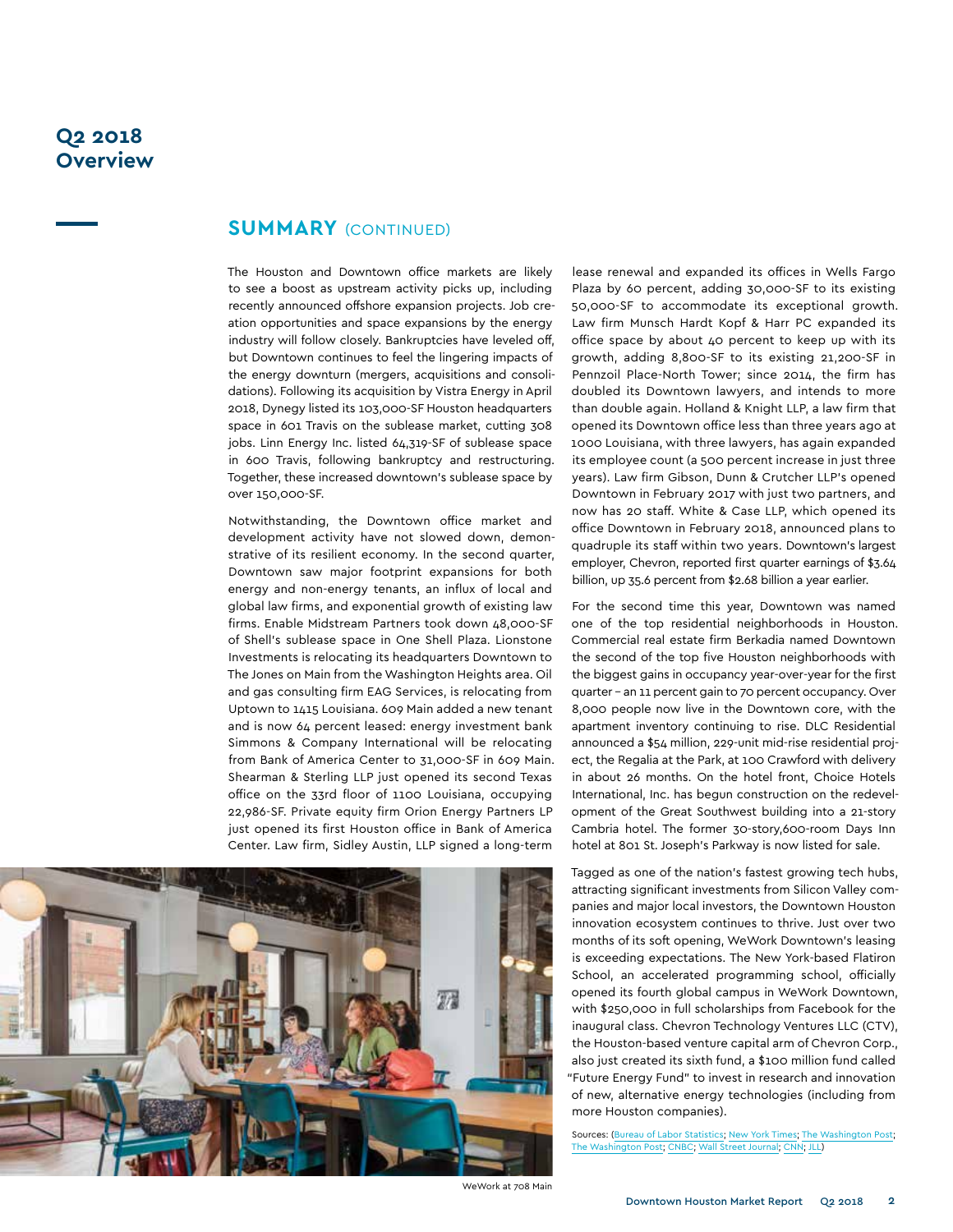# Q2 2018 Overview

## SUMMARY (CONTINUED)

The Houston and Downtown office markets are likely to see a boost as upstream activity picks up, including recently announced offshore expansion projects. Job creation opportunities and space expansions by the energy industry will follow closely. Bankruptcies have leveled off, but Downtown continues to feel the lingering impacts of the energy downturn (mergers, acquisitions and consolidations). Following its acquisition by Vistra Energy in April 2018, Dynegy listed its 103,000-SF Houston headquarters space in 601 Travis on the sublease market, cutting 308 jobs. Linn Energy Inc. listed 64,319-SF of sublease space in 600 Travis, following bankruptcy and restructuring. Together, these increased downtown's sublease space by over 150,000-SF.

Notwithstanding, the Downtown office market and development activity have not slowed down, demonstrative of its resilient economy. In the second quarter, Downtown saw major footprint expansions for both energy and non-energy tenants, an influx of local and global law firms, and exponential growth of existing law firms. Enable Midstream Partners took down 48,000-SF of Shell's sublease space in One Shell Plaza. Lionstone Investments is relocating its headquarters Downtown to The Jones on Main from the Washington Heights area. Oil and gas consulting firm EAG Services, is relocating from Uptown to 1415 Louisiana. 609 Main added a new tenant and is now 64 percent leased: energy investment bank Simmons & Company International will be relocating from Bank of America Center to 31,000-SF in 609 Main. Shearman & Sterling LLP just opened its second Texas office on the 33rd floor of 1100 Louisiana, occupying 22,986-SF. Private equity firm Orion Energy Partners LP just opened its first Houston office in Bank of America Center. Law firm, Sidley Austin, LLP signed a long-term lease renewal and expanded its offices in Wells Fargo Plaza by 60 percent, adding 30,000-SF to its existing 50,000-SF to accommodate its exceptional growth. Law firm Munsch Hardt Kopf & Harr PC expanded its office space by about 40 percent to keep up with its growth, adding 8,800-SF to its existing 21,200-SF in Pennzoil Place-North Tower; since 2014, the firm has doubled its Downtown lawyers, and intends to more than double again. Holland & Knight LLP, a law firm that opened its Downtown office less than three years ago at 1000 Louisiana, with three lawyers, has again expanded its employee count (a 500 percent increase in just three years). Law firm Gibson, Dunn & Crutcher LLP's opened Downtown in February 2017 with just two partners, and now has 20 staff. White & Case LLP, which opened its office Downtown in February 2018, announced plans to quadruple its staff within two years. Downtown's largest employer, Chevron, reported first quarter earnings of $3.64 billion, up 35.6 percent from $2.68 billion a year earlier.

For the second time this year, Downtown was named one of the top residential neighborhoods in Houston. Commercial real estate firm Berkadia named Downtown the second of the top five Houston neighborhoods with the biggest gains in occupancy year-over-year for the first quarter – an 11 percent gain to 70 percent occupancy. Over 8,000 people now live in the Downtown core, with the apartment inventory continuing to rise. DLC Residential announced a $54 million, 229-unit mid-rise residential project, the Regalia at the Park, at 100 Crawford with delivery in about 26 months. On the hotel front, Choice Hotels International, Inc. has begun construction on the redevelopment of the Great Southwest building into a 21-story Cambria hotel. The former 30-story,600-room Days Inn hotel at 801 St. Joseph's Parkway is now listed for sale.

Tagged as one of the nation's fastest growing tech hubs, attracting significant investments from Silicon Valley companies and major local investors, the Downtown Houston innovation ecosystem continues to thrive. Just over two months of its soft opening, WeWork Downtown's leasing is exceeding expectations. The New York-based Flatiron School, an accelerated programming school, officially opened its fourth global campus in WeWork Downtown, with $250,000 in full scholarships from Facebook for the inaugural class. Chevron Technology Ventures LLC (CTV), the Houston-based venture capital arm of Chevron Corp., also just created its sixth fund, a $100 million fund called "Future Energy Fund" to invest in research and innovation of new, alternative energy technologies (including from more Houston companies).

Sources: (Bureau of Labor Statistics; New York Times; The Washington Post; The Washington Post; CNBC; Wall Street Journal; CNN; JLL)

WeWork at 708 Main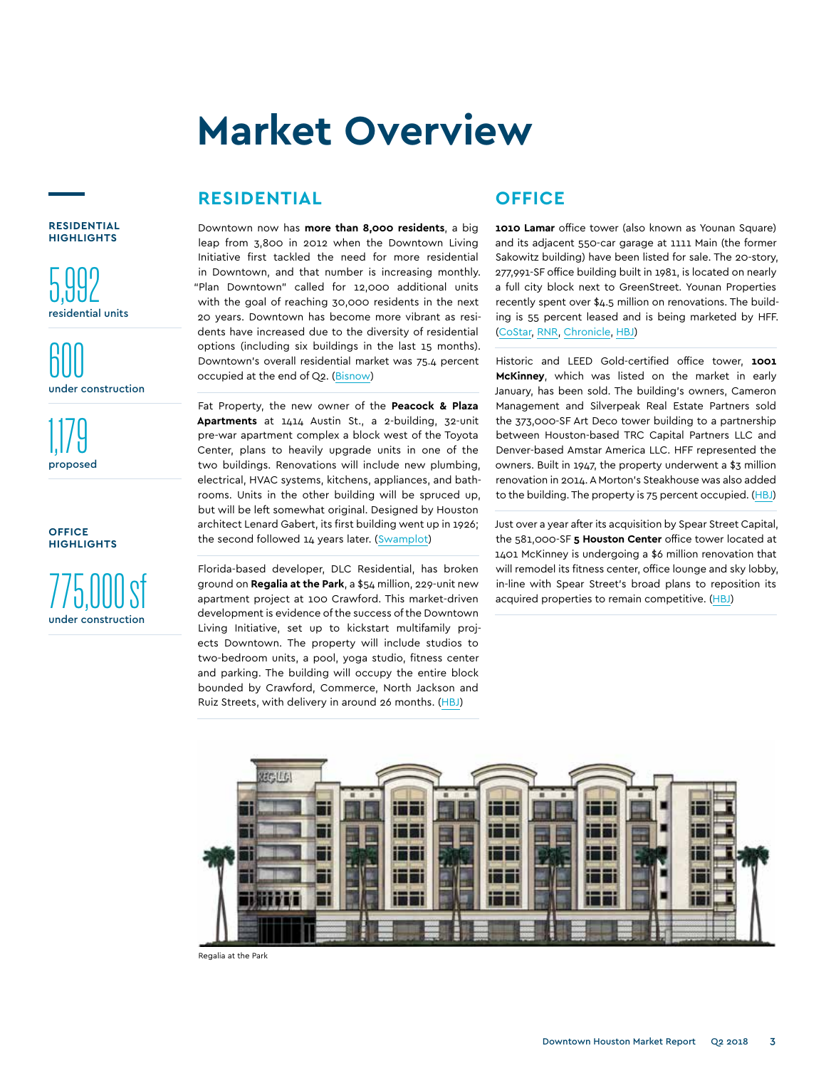# Market Overview

**RESIDENTIAL HIGHLIGHTS**

5,992
residential units

600
under construction

1,179
proposed

**OFFICE HIGHLIGHTS**

775,000 sf
under construction

## RESIDENTIAL

Downtown now has **more than 8,000 residents**, a big leap from 3,800 in 2012 when the Downtown Living Initiative first tackled the need for more residential in Downtown, and that number is increasing monthly. "Plan Downtown" called for 12,000 additional units with the goal of reaching 30,000 residents in the next 20 years. Downtown has become more vibrant as residents have increased due to the diversity of residential options (including six buildings in the last 15 months). Downtown's overall residential market was 75.4 percent occupied at the end of Q2. (Bisnow)

Fat Property, the new owner of the **Peacock & Plaza Apartments** at 1414 Austin St., a 2-building, 32-unit pre-war apartment complex a block west of the Toyota Center, plans to heavily upgrade units in one of the two buildings. Renovations will include new plumbing, electrical, HVAC systems, kitchens, appliances, and bathrooms. Units in the other building will be spruced up, but will be left somewhat original. Designed by Houston architect Lenard Gabert, its first building went up in 1926; the second followed 14 years later. (Swamplot)

Florida-based developer, DLC Residential, has broken ground on **Regalia at the Park**, a $54 million, 229-unit new apartment project at 100 Crawford. This market-driven development is evidence of the success of the Downtown Living Initiative, set up to kickstart multifamily projects Downtown. The property will include studios to two-bedroom units, a pool, yoga studio, fitness center and parking. The building will occupy the entire block bounded by Crawford, Commerce, North Jackson and Ruiz Streets, with delivery in around 26 months. (HBJ)

## OFFICE

**1010 Lamar** office tower (also known as Younan Square) and its adjacent 550-car garage at 1111 Main (the former Sakowitz building) have been listed for sale. The 20-story, 277,991-SF office building built in 1981, is located on nearly a full city block next to GreenStreet. Younan Properties recently spent over $4.5 million on renovations. The building is 55 percent leased and is being marketed by HFF. (CoStar, RNR, Chronicle, HBJ)

Historic and LEED Gold-certified office tower, **1001 McKinney**, which was listed on the market in early January, has been sold. The building's owners, Cameron Management and Silverpeak Real Estate Partners sold the 373,000-SF Art Deco tower building to a partnership between Houston-based TRC Capital Partners LLC and Denver-based Amstar America LLC. HFF represented the owners. Built in 1947, the property underwent a $3 million renovation in 2014. A Morton's Steakhouse was also added to the building. The property is 75 percent occupied. (HBJ)

Just over a year after its acquisition by Spear Street Capital, the 581,000-SF **5 Houston Center** office tower located at 1401 McKinney is undergoing a $6 million renovation that will remodel its fitness center, office lounge and sky lobby, in-line with Spear Street's broad plans to reposition its acquired properties to remain competitive. (HBJ)

Regalia at the Park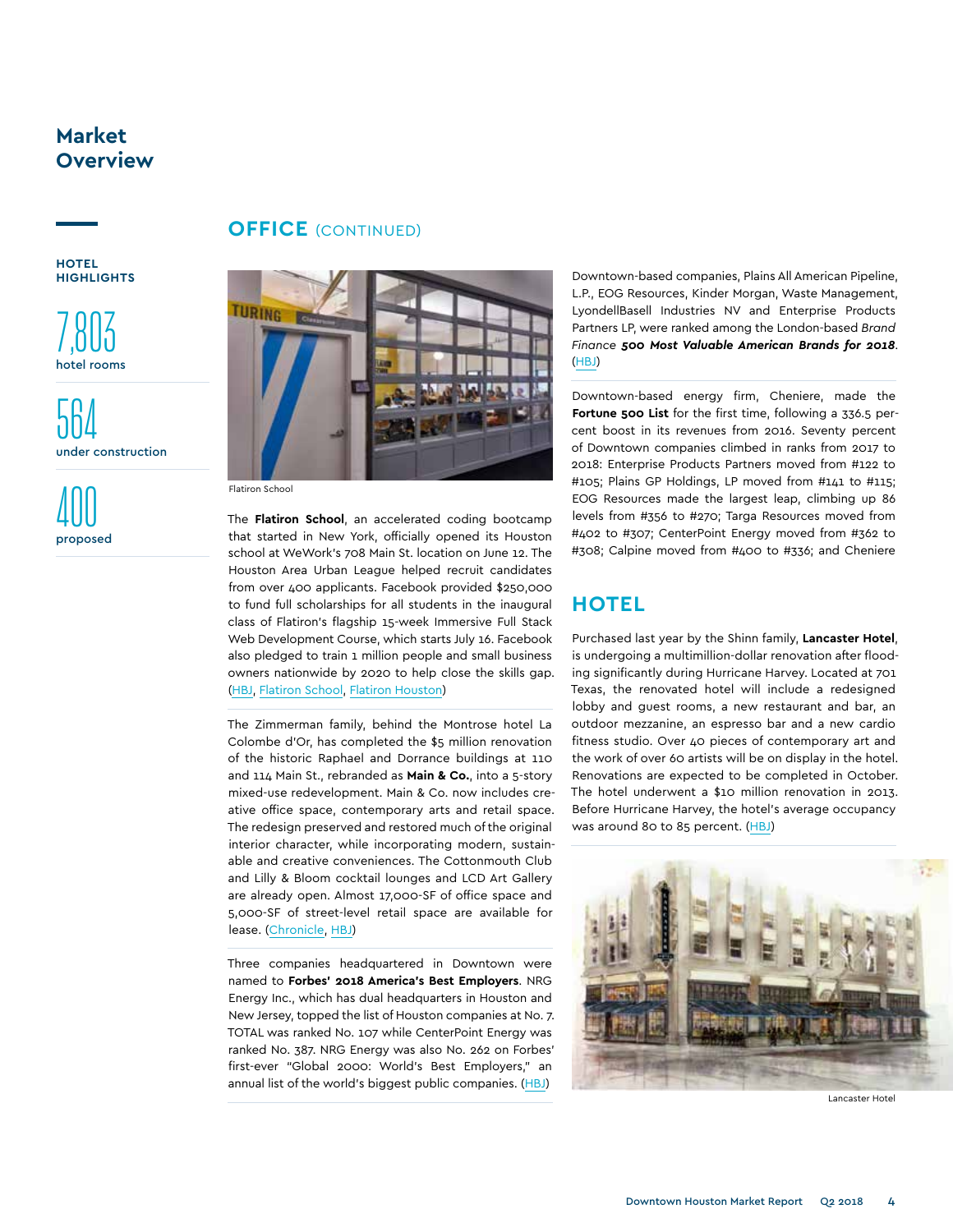# Market Overview

**HOTEL HIGHLIGHTS**

7,803
hotel rooms

564
under construction

400
proposed

## OFFICE (CONTINUED)

Flatiron School

The **Flatiron School**, an accelerated coding bootcamp that started in New York, officially opened its Houston school at WeWork's 708 Main St. location on June 12. The Houston Area Urban League helped recruit candidates from over 400 applicants. Facebook provided $250,000 to fund full scholarships for all students in the inaugural class of Flatiron's flagship 15-week Immersive Full Stack Web Development Course, which starts July 16. Facebook also pledged to train 1 million people and small business owners nationwide by 2020 to help close the skills gap. (HBJ, Flatiron School, Flatiron Houston)

The Zimmerman family, behind the Montrose hotel La Colombe d'Or, has completed the $5 million renovation of the historic Raphael and Dorrance buildings at 110 and 114 Main St., rebranded as **Main & Co.**, into a 5-story mixed-use redevelopment. Main & Co. now includes creative office space, contemporary arts and retail space. The redesign preserved and restored much of the original interior character, while incorporating modern, sustainable and creative conveniences. The Cottonmouth Club and Lilly & Bloom cocktail lounges and LCD Art Gallery are already open. Almost 17,000-SF of office space and 5,000-SF of street-level retail space are available for lease. (Chronicle, HBJ)

Three companies headquartered in Downtown were named to **Forbes' 2018 America's Best Employers**. NRG Energy Inc., which has dual headquarters in Houston and New Jersey, topped the list of Houston companies at No. 7. TOTAL was ranked No. 107 while CenterPoint Energy was ranked No. 387. NRG Energy was also No. 262 on Forbes' first-ever "Global 2000: World's Best Employers," an annual list of the world's biggest public companies. (HBJ)

Downtown-based companies, Plains All American Pipeline, L.P., EOG Resources, Kinder Morgan, Waste Management, LyondellBasell Industries NV and Enterprise Products Partners LP, were ranked among the London-based *Brand Finance* ***500 Most Valuable American Brands for 2018***. (HBJ)

Downtown-based energy firm, Cheniere, made the **Fortune 500 List** for the first time, following a 336.5 percent boost in its revenues from 2016. Seventy percent of Downtown companies climbed in ranks from 2017 to 2018: Enterprise Products Partners moved from #122 to #105; Plains GP Holdings, LP moved from #141 to #115; EOG Resources made the largest leap, climbing up 86 levels from #356 to #270; Targa Resources moved from #402 to #307; CenterPoint Energy moved from #362 to #308; Calpine moved from #400 to #336; and Cheniere

## HOTEL

Purchased last year by the Shinn family, **Lancaster Hotel**, is undergoing a multimillion-dollar renovation after flooding significantly during Hurricane Harvey. Located at 701 Texas, the renovated hotel will include a redesigned lobby and guest rooms, a new restaurant and bar, an outdoor mezzanine, an espresso bar and a new cardio fitness studio. Over 40 pieces of contemporary art and the work of over 60 artists will be on display in the hotel. Renovations are expected to be completed in October. The hotel underwent a $10 million renovation in 2013. Before Hurricane Harvey, the hotel's average occupancy was around 80 to 85 percent. (HBJ)

Lancaster Hotel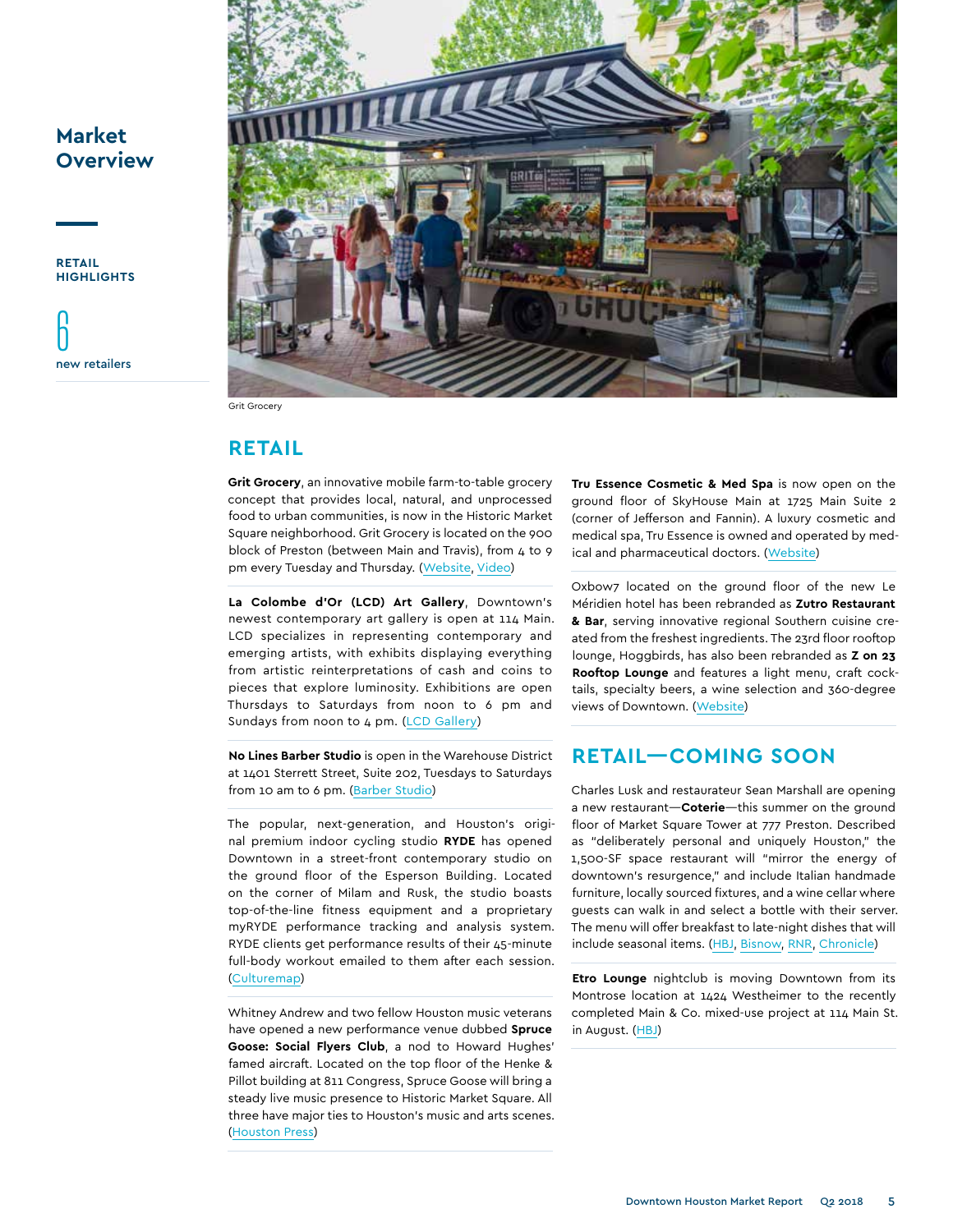# Market Overview

**RETAIL HIGHLIGHTS**

6
new retailers

Grit Grocery

## RETAIL

**Grit Grocery**, an innovative mobile farm-to-table grocery concept that provides local, natural, and unprocessed food to urban communities, is now in the Historic Market Square neighborhood. Grit Grocery is located on the 900 block of Preston (between Main and Travis), from 4 to 9 pm every Tuesday and Thursday. (Website, Video)

**La Colombe d'Or (LCD) Art Gallery**, Downtown's newest contemporary art gallery is open at 114 Main. LCD specializes in representing contemporary and emerging artists, with exhibits displaying everything from artistic reinterpretations of cash and coins to pieces that explore luminosity. Exhibitions are open Thursdays to Saturdays from noon to 6 pm and Sundays from noon to 4 pm. (LCD Gallery)

**No Lines Barber Studio** is open in the Warehouse District at 1401 Sterrett Street, Suite 202, Tuesdays to Saturdays from 10 am to 6 pm. (Barber Studio)

The popular, next-generation, and Houston's original premium indoor cycling studio **RYDE** has opened Downtown in a street-front contemporary studio on the ground floor of the Esperson Building. Located on the corner of Milam and Rusk, the studio boasts top-of-the-line fitness equipment and a proprietary myRYDE performance tracking and analysis system. RYDE clients get performance results of their 45-minute full-body workout emailed to them after each session. (Culturemap)

Whitney Andrew and two fellow Houston music veterans have opened a new performance venue dubbed **Spruce Goose: Social Flyers Club**, a nod to Howard Hughes' famed aircraft. Located on the top floor of the Henke & Pillot building at 811 Congress, Spruce Goose will bring a steady live music presence to Historic Market Square. All three have major ties to Houston's music and arts scenes. (Houston Press)

**Tru Essence Cosmetic & Med Spa** is now open on the ground floor of SkyHouse Main at 1725 Main Suite 2 (corner of Jefferson and Fannin). A luxury cosmetic and medical spa, Tru Essence is owned and operated by medical and pharmaceutical doctors. (Website)

Oxbow7 located on the ground floor of the new Le Méridien hotel has been rebranded as **Zutro Restaurant & Bar**, serving innovative regional Southern cuisine created from the freshest ingredients. The 23rd floor rooftop lounge, Hoggbirds, has also been rebranded as **Z on 23 Rooftop Lounge** and features a light menu, craft cocktails, specialty beers, a wine selection and 360-degree views of Downtown. (Website)

## RETAIL—COMING SOON

Charles Lusk and restaurateur Sean Marshall are opening a new restaurant—**Coterie**—this summer on the ground floor of Market Square Tower at 777 Preston. Described as "deliberately personal and uniquely Houston," the 1,500-SF space restaurant will "mirror the energy of downtown's resurgence," and include Italian handmade furniture, locally sourced fixtures, and a wine cellar where guests can walk in and select a bottle with their server. The menu will offer breakfast to late-night dishes that will include seasonal items. (HBJ, Bisnow, RNR, Chronicle)

**Etro Lounge** nightclub is moving Downtown from its Montrose location at 1424 Westheimer to the recently completed Main & Co. mixed-use project at 114 Main St. in August. (HBJ)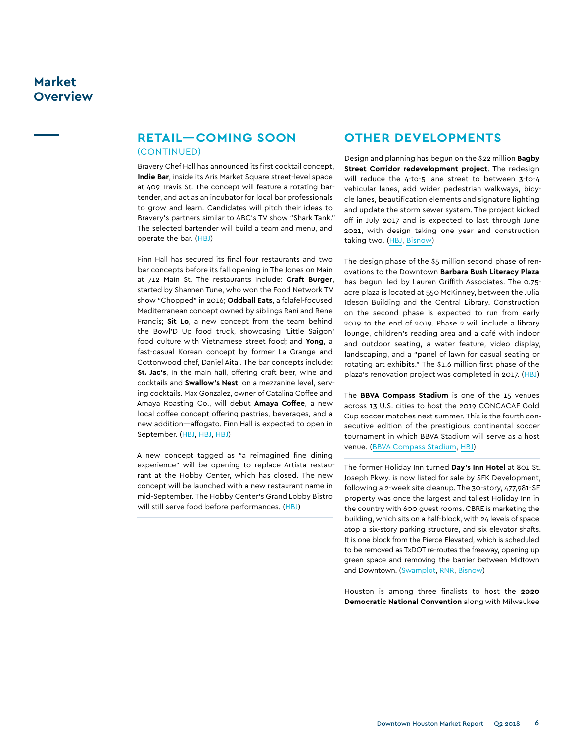# Market Overview

## RETAIL—COMING SOON (CONTINUED)

Bravery Chef Hall has announced its first cocktail concept, **Indie Bar**, inside its Aris Market Square street-level space at 409 Travis St. The concept will feature a rotating bartender, and act as an incubator for local bar professionals to grow and learn. Candidates will pitch their ideas to Bravery's partners similar to ABC's TV show "Shark Tank." The selected bartender will build a team and menu, and operate the bar. (HBJ)

Finn Hall has secured its final four restaurants and two bar concepts before its fall opening in The Jones on Main at 712 Main St. The restaurants include: **Craft Burger**, started by Shannen Tune, who won the Food Network TV show "Chopped" in 2016; **Oddball Eats**, a falafel-focused Mediterranean concept owned by siblings Rani and Rene Francis; **Sit Lo**, a new concept from the team behind the Bowl'D Up food truck, showcasing 'Little Saigon' food culture with Vietnamese street food; and **Yong**, a fast-casual Korean concept by former La Grange and Cottonwood chef, Daniel Aitai. The bar concepts include: **St. Jac's**, in the main hall, offering craft beer, wine and cocktails and **Swallow's Nest**, on a mezzanine level, serving cocktails. Max Gonzalez, owner of Catalina Coffee and Amaya Roasting Co., will debut **Amaya Coffee**, a new local coffee concept offering pastries, beverages, and a new addition—affogato. Finn Hall is expected to open in September. (HBJ, HBJ, HBJ)

A new concept tagged as "a reimagined fine dining experience" will be opening to replace Artista restaurant at the Hobby Center, which has closed. The new concept will be launched with a new restaurant name in mid-September. The Hobby Center's Grand Lobby Bistro will still serve food before performances. (HBJ)

## OTHER DEVELOPMENTS

Design and planning has begun on the $22 million **Bagby Street Corridor redevelopment project**. The redesign will reduce the 4-to-5 lane street to between 3-to-4 vehicular lanes, add wider pedestrian walkways, bicycle lanes, beautification elements and signature lighting and update the storm sewer system. The project kicked off in July 2017 and is expected to last through June 2021, with design taking one year and construction taking two. (HBJ, Bisnow)

The design phase of the $5 million second phase of renovations to the Downtown **Barbara Bush Literacy Plaza** has begun, led by Lauren Griffith Associates. The 0.75-acre plaza is located at 550 McKinney, between the Julia Ideson Building and the Central Library. Construction on the second phase is expected to run from early 2019 to the end of 2019. Phase 2 will include a library lounge, children's reading area and a café with indoor and outdoor seating, a water feature, video display, landscaping, and a "panel of lawn for casual seating or rotating art exhibits." The $1.6 million first phase of the plaza's renovation project was completed in 2017. (HBJ)

The **BBVA Compass Stadium** is one of the 15 venues across 13 U.S. cities to host the 2019 CONCACAF Gold Cup soccer matches next summer. This is the fourth consecutive edition of the prestigious continental soccer tournament in which BBVA Stadium will serve as a host venue. (BBVA Compass Stadium, HBJ)

The former Holiday Inn turned **Day's Inn Hotel** at 801 St. Joseph Pkwy. is now listed for sale by SFK Development, following a 2-week site cleanup. The 30-story, 477,981-SF property was once the largest and tallest Holiday Inn in the country with 600 guest rooms. CBRE is marketing the building, which sits on a half-block, with 24 levels of space atop a six-story parking structure, and six elevator shafts. It is one block from the Pierce Elevated, which is scheduled to be removed as TxDOT re-routes the freeway, opening up green space and removing the barrier between Midtown and Downtown. (Swamplot, RNR, Bisnow)

Houston is among three finalists to host the **2020 Democratic National Convention** along with Milwaukee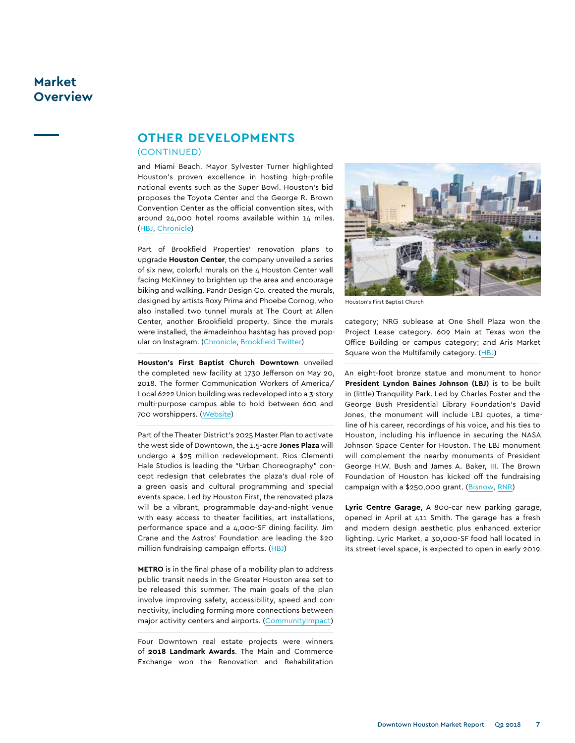## Market Overview

## OTHER DEVELOPMENTS

(CONTINUED)

and Miami Beach. Mayor Sylvester Turner highlighted Houston's proven excellence in hosting high-profile national events such as the Super Bowl. Houston's bid proposes the Toyota Center and the George R. Brown Convention Center as the official convention sites, with around 24,000 hotel rooms available within 14 miles. (HBJ, Chronicle)

Part of Brookfield Properties' renovation plans to upgrade **Houston Center**, the company unveiled a series of six new, colorful murals on the 4 Houston Center wall facing McKinney to brighten up the area and encourage biking and walking. Pandr Design Co. created the murals, designed by artists Roxy Prima and Phoebe Cornog, who also installed two tunnel murals at The Court at Allen Center, another Brookfield property. Since the murals were installed, the #madeinhou hashtag has proved popular on Instagram. (Chronicle, Brookfield Twitter)

**Houston's First Baptist Church Downtown** unveiled the completed new facility at 1730 Jefferson on May 20, 2018. The former Communication Workers of America/Local 6222 Union building was redeveloped into a 3-story multi-purpose campus able to hold between 600 and 700 worshippers. (Website)

Part of the Theater District's 2025 Master Plan to activate the west side of Downtown, the 1.5-acre **Jones Plaza** will undergo a $25 million redevelopment. Rios Clementi Hale Studios is leading the "Urban Choreography" concept redesign that celebrates the plaza's dual role of a green oasis and cultural programming and special events space. Led by Houston First, the renovated plaza will be a vibrant, programmable day-and-night venue with easy access to theater facilities, art installations, performance space and a 4,000-SF dining facility. Jim Crane and the Astros' Foundation are leading the $20 million fundraising campaign efforts. (HBJ)

**METRO** is in the final phase of a mobility plan to address public transit needs in the Greater Houston area set to be released this summer. The main goals of the plan involve improving safety, accessibility, speed and connectivity, including forming more connections between major activity centers and airports. (CommunityImpact)

Four Downtown real estate projects were winners of **2018 Landmark Awards**. The Main and Commerce Exchange won the Renovation and Rehabilitation category; NRG sublease at One Shell Plaza won the Project Lease category. 609 Main at Texas won the Office Building or campus category; and Aris Market Square won the Multifamily category. (HBJ)

Houston's First Baptist Church

An eight-foot bronze statue and monument to honor **President Lyndon Baines Johnson (LBJ)** is to be built in (little) Tranquility Park. Led by Charles Foster and the George Bush Presidential Library Foundation's David Jones, the monument will include LBJ quotes, a timeline of his career, recordings of his voice, and his ties to Houston, including his influence in securing the NASA Johnson Space Center for Houston. The LBJ monument will complement the nearby monuments of President George H.W. Bush and James A. Baker, III. The Brown Foundation of Houston has kicked off the fundraising campaign with a $250,000 grant. (Bisnow, RNR)

**Lyric Centre Garage**, A 800-car new parking garage, opened in April at 411 Smith. The garage has a fresh and modern design aesthetic plus enhanced exterior lighting. Lyric Market, a 30,000-SF food hall located in its street-level space, is expected to open in early 2019.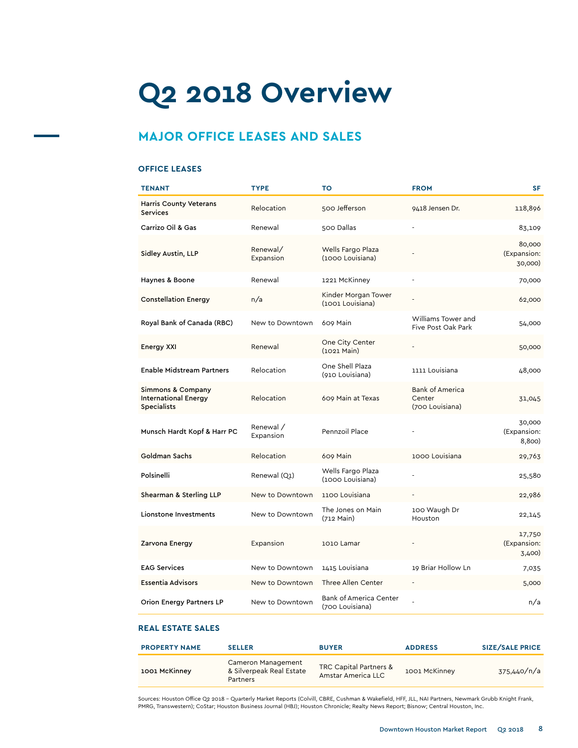# Q2 2018 Overview

## MAJOR OFFICE LEASES AND SALES

### OFFICE LEASES

| TENANT | TYPE | TO | FROM | SF |
|---|---|---|---|---|
| Harris County Veterans Services | Relocation | 500 Jefferson | 9418 Jensen Dr. | 118,896 |
| Carrizo Oil & Gas | Renewal | 500 Dallas | - | 83,109 |
| Sidley Austin, LLP | Renewal/ Expansion | Wells Fargo Plaza (1000 Louisiana) | - | 80,000 (Expansion: 30,000) |
| Haynes & Boone | Renewal | 1221 McKinney | - | 70,000 |
| Constellation Energy | n/a | Kinder Morgan Tower (1001 Louisiana) | - | 62,000 |
| Royal Bank of Canada (RBC) | New to Downtown | 609 Main | Williams Tower and Five Post Oak Park | 54,000 |
| Energy XXI | Renewal | One City Center (1021 Main) | - | 50,000 |
| Enable Midstream Partners | Relocation | One Shell Plaza (910 Louisiana) | 1111 Louisiana | 48,000 |
| Simmons & Company International Energy Specialists | Relocation | 609 Main at Texas | Bank of America Center (700 Louisiana) | 31,045 |
| Munsch Hardt Kopf & Harr PC | Renewal / Expansion | Pennzoil Place | - | 30,000 (Expansion: 8,800) |
| Goldman Sachs | Relocation | 609 Main | 1000 Louisiana | 29,763 |
| Polsinelli | Renewal (Q1) | Wells Fargo Plaza (1000 Louisiana) | - | 25,580 |
| Shearman & Sterling LLP | New to Downtown | 1100 Louisiana | - | 22,986 |
| Lionstone Investments | New to Downtown | The Jones on Main (712 Main) | 100 Waugh Dr Houston | 22,145 |
| Zarvona Energy | Expansion | 1010 Lamar | - | 17,750 (Expansion: 3,400) |
| EAG Services | New to Downtown | 1415 Louisiana | 19 Briar Hollow Ln | 7,035 |
| Essentia Advisors | New to Downtown | Three Allen Center | - | 5,000 |
| Orion Energy Partners LP | New to Downtown | Bank of America Center (700 Louisiana) | - | n/a |

### REAL ESTATE SALES

| PROPERTY NAME | SELLER | BUYER | ADDRESS | SIZE/SALE PRICE |
|---|---|---|---|---|
| 1001 McKinney | Cameron Management & Silverpeak Real Estate Partners | TRC Capital Partners & Amstar America LLC | 1001 McKinney | 375,440/n/a |

Sources: Houston Office Q2 2018 – Quarterly Market Reports (Colvill, CBRE, Cushman & Wakefield, HFF, JLL, NAI Partners, Newmark Grubb Knight Frank, PMRG, Transwestern); CoStar; Houston Business Journal (HBJ); Houston Chronicle; Realty News Report; Bisnow; Central Houston, Inc.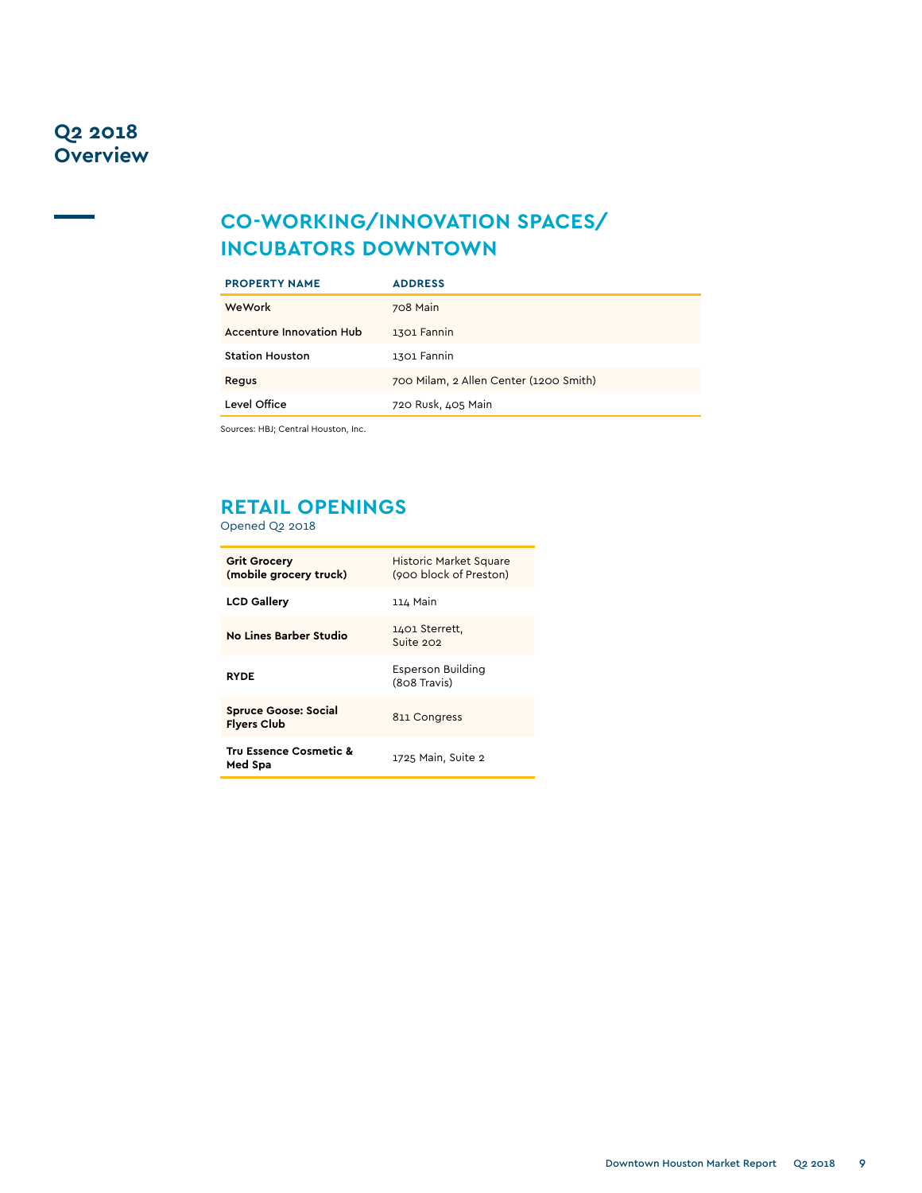# Q2 2018 Overview

## CO-WORKING/INNOVATION SPACES/ INCUBATORS DOWNTOWN

| PROPERTY NAME | ADDRESS |
|---|---|
| WeWork | 708 Main |
| Accenture Innovation Hub | 1301 Fannin |
| Station Houston | 1301 Fannin |
| Regus | 700 Milam, 2 Allen Center (1200 Smith) |
| Level Office | 720 Rusk, 405 Main |

Sources: HBJ; Central Houston, Inc.

## RETAIL OPENINGS

Opened Q2 2018

| | |
|---|---|
| **Grit Grocery (mobile grocery truck)** | Historic Market Square (900 block of Preston) |
| **LCD Gallery** | 114 Main |
| **No Lines Barber Studio** | 1401 Sterrett, Suite 202 |
| **RYDE** | Esperson Building (808 Travis) |
| **Spruce Goose: Social Flyers Club** | 811 Congress |
| **Tru Essence Cosmetic & Med Spa** | 1725 Main, Suite 2 |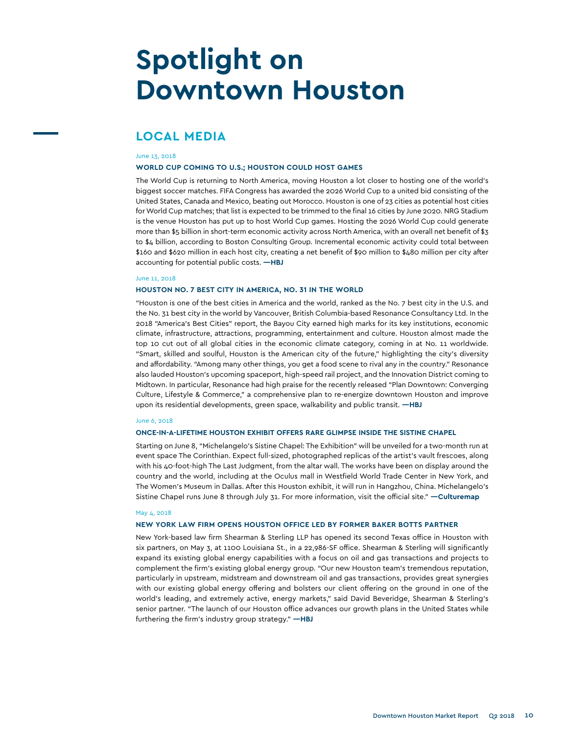# Spotlight on Downtown Houston

## LOCAL MEDIA

June 13, 2018

**WORLD CUP COMING TO U.S.; HOUSTON COULD HOST GAMES**

The World Cup is returning to North America, moving Houston a lot closer to hosting one of the world's biggest soccer matches. FIFA Congress has awarded the 2026 World Cup to a united bid consisting of the United States, Canada and Mexico, beating out Morocco. Houston is one of 23 cities as potential host cities for World Cup matches; that list is expected to be trimmed to the final 16 cities by June 2020. NRG Stadium is the venue Houston has put up to host World Cup games. Hosting the 2026 World Cup could generate more than $5 billion in short-term economic activity across North America, with an overall net benefit of $3 to $4 billion, according to Boston Consulting Group. Incremental economic activity could total between $160 and $620 million in each host city, creating a net benefit of $90 million to $480 million per city after accounting for potential public costs. **—HBJ**

June 11, 2018

**HOUSTON NO. 7 BEST CITY IN AMERICA, NO. 31 IN THE WORLD**

"Houston is one of the best cities in America and the world, ranked as the No. 7 best city in the U.S. and the No. 31 best city in the world by Vancouver, British Columbia-based Resonance Consultancy Ltd. In the 2018 "America's Best Cities" report, the Bayou City earned high marks for its key institutions, economic climate, infrastructure, attractions, programming, entertainment and culture. Houston almost made the top 10 cut out of all global cities in the economic climate category, coming in at No. 11 worldwide. "Smart, skilled and soulful, Houston is the American city of the future," highlighting the city's diversity and affordability. "Among many other things, you get a food scene to rival any in the country." Resonance also lauded Houston's upcoming spaceport, high-speed rail project, and the Innovation District coming to Midtown. In particular, Resonance had high praise for the recently released "Plan Downtown: Converging Culture, Lifestyle & Commerce," a comprehensive plan to re-energize downtown Houston and improve upon its residential developments, green space, walkability and public transit. **—HBJ**

June 6, 2018

**ONCE-IN-A-LIFETIME HOUSTON EXHIBIT OFFERS RARE GLIMPSE INSIDE THE SISTINE CHAPEL**

Starting on June 8, "Michelangelo's Sistine Chapel: The Exhibition" will be unveiled for a two-month run at event space The Corinthian. Expect full-sized, photographed replicas of the artist's vault frescoes, along with his 40-foot-high The Last Judgment, from the altar wall. The works have been on display around the country and the world, including at the Oculus mall in Westfield World Trade Center in New York, and The Women's Museum in Dallas. After this Houston exhibit, it will run in Hangzhou, China. Michelangelo's Sistine Chapel runs June 8 through July 31. For more information, visit the official site." **—Culturemap**

May 4, 2018

**NEW YORK LAW FIRM OPENS HOUSTON OFFICE LED BY FORMER BAKER BOTTS PARTNER**

New York-based law firm Shearman & Sterling LLP has opened its second Texas office in Houston with six partners, on May 3, at 1100 Louisiana St., in a 22,986-SF office. Shearman & Sterling will significantly expand its existing global energy capabilities with a focus on oil and gas transactions and projects to complement the firm's existing global energy group. "Our new Houston team's tremendous reputation, particularly in upstream, midstream and downstream oil and gas transactions, provides great synergies with our existing global energy offering and bolsters our client offering on the ground in one of the world's leading, and extremely active, energy markets," said David Beveridge, Shearman & Sterling's senior partner. "The launch of our Houston office advances our growth plans in the United States while furthering the firm's industry group strategy." **—HBJ**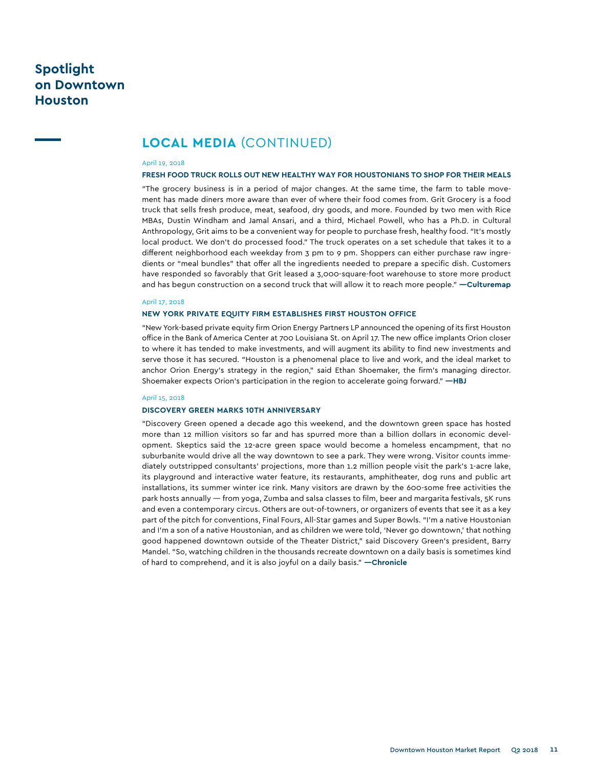# Spotlight on Downtown Houston

## LOCAL MEDIA (CONTINUED)

April 19, 2018

**FRESH FOOD TRUCK ROLLS OUT NEW HEALTHY WAY FOR HOUSTONIANS TO SHOP FOR THEIR MEALS**

"The grocery business is in a period of major changes. At the same time, the farm to table movement has made diners more aware than ever of where their food comes from. Grit Grocery is a food truck that sells fresh produce, meat, seafood, dry goods, and more. Founded by two men with Rice MBAs, Dustin Windham and Jamal Ansari, and a third, Michael Powell, who has a Ph.D. in Cultural Anthropology, Grit aims to be a convenient way for people to purchase fresh, healthy food. "It's mostly local product. We don't do processed food." The truck operates on a set schedule that takes it to a different neighborhood each weekday from 3 pm to 9 pm. Shoppers can either purchase raw ingredients or "meal bundles" that offer all the ingredients needed to prepare a specific dish. Customers have responded so favorably that Grit leased a 3,000-square-foot warehouse to store more product and has begun construction on a second truck that will allow it to reach more people." **—Culturemap**

April 17, 2018

**NEW YORK PRIVATE EQUITY FIRM ESTABLISHES FIRST HOUSTON OFFICE**

"New York-based private equity firm Orion Energy Partners LP announced the opening of its first Houston office in the Bank of America Center at 700 Louisiana St. on April 17. The new office implants Orion closer to where it has tended to make investments, and will augment its ability to find new investments and serve those it has secured. "Houston is a phenomenal place to live and work, and the ideal market to anchor Orion Energy's strategy in the region," said Ethan Shoemaker, the firm's managing director. Shoemaker expects Orion's participation in the region to accelerate going forward." **—HBJ**

April 15, 2018

**DISCOVERY GREEN MARKS 10TH ANNIVERSARY**

"Discovery Green opened a decade ago this weekend, and the downtown green space has hosted more than 12 million visitors so far and has spurred more than a billion dollars in economic development. Skeptics said the 12-acre green space would become a homeless encampment, that no suburbanite would drive all the way downtown to see a park. They were wrong. Visitor counts immediately outstripped consultants' projections, more than 1.2 million people visit the park's 1-acre lake, its playground and interactive water feature, its restaurants, amphitheater, dog runs and public art installations, its summer winter ice rink. Many visitors are drawn by the 600-some free activities the park hosts annually — from yoga, Zumba and salsa classes to film, beer and margarita festivals, 5K runs and even a contemporary circus. Others are out-of-towners, or organizers of events that see it as a key part of the pitch for conventions, Final Fours, All-Star games and Super Bowls. "I'm a native Houstonian and I'm a son of a native Houstonian, and as children we were told, 'Never go downtown,' that nothing good happened downtown outside of the Theater District," said Discovery Green's president, Barry Mandel. "So, watching children in the thousands recreate downtown on a daily basis is sometimes kind of hard to comprehend, and it is also joyful on a daily basis." **—Chronicle**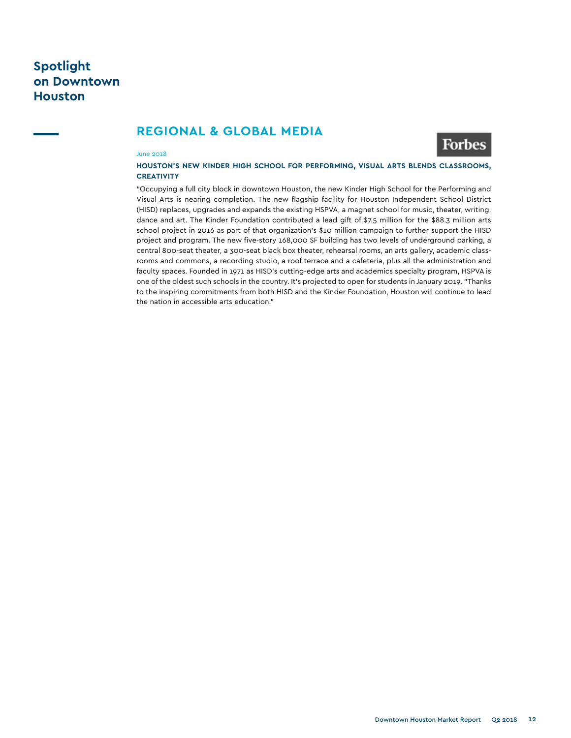# Spotlight on Downtown Houston

## REGIONAL & GLOBAL MEDIA

Forbes

June 2018

**HOUSTON'S NEW KINDER HIGH SCHOOL FOR PERFORMING, VISUAL ARTS BLENDS CLASSROOMS, CREATIVITY**

"Occupying a full city block in downtown Houston, the new Kinder High School for the Performing and Visual Arts is nearing completion. The new flagship facility for Houston Independent School District (HISD) replaces, upgrades and expands the existing HSPVA, a magnet school for music, theater, writing, dance and art. The Kinder Foundation contributed a lead gift of $7.5 million for the $88.3 million arts school project in 2016 as part of that organization's $10 million campaign to further support the HISD project and program. The new five-story 168,000 SF building has two levels of underground parking, a central 800-seat theater, a 300-seat black box theater, rehearsal rooms, an arts gallery, academic classrooms and commons, a recording studio, a roof terrace and a cafeteria, plus all the administration and faculty spaces. Founded in 1971 as HISD's cutting-edge arts and academics specialty program, HSPVA is one of the oldest such schools in the country. It's projected to open for students in January 2019. "Thanks to the inspiring commitments from both HISD and the Kinder Foundation, Houston will continue to lead the nation in accessible arts education."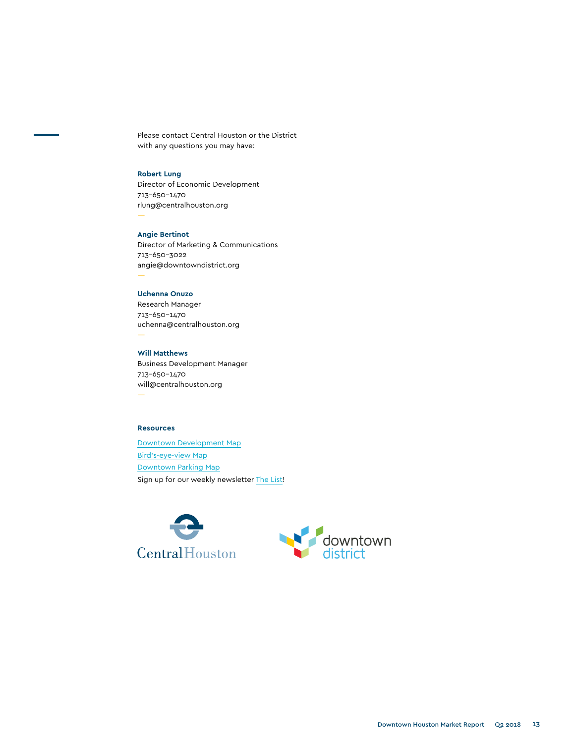Please contact Central Houston or the District with any questions you may have:

**Robert Lung**
Director of Economic Development
713-650-1470
rlung@centralhouston.org

**Angie Bertinot**
Director of Marketing & Communications
713-650-3022
angie@downtowndistrict.org

**Uchenna Onuzo**
Research Manager
713-650-1470
uchenna@centralhouston.org

**Will Matthews**
Business Development Manager
713-650-1470
will@centralhouston.org

**Resources**

Downtown Development Map
Bird's-eye-view Map
Downtown Parking Map
Sign up for our weekly newsletter The List!

Central Houston

downtown district